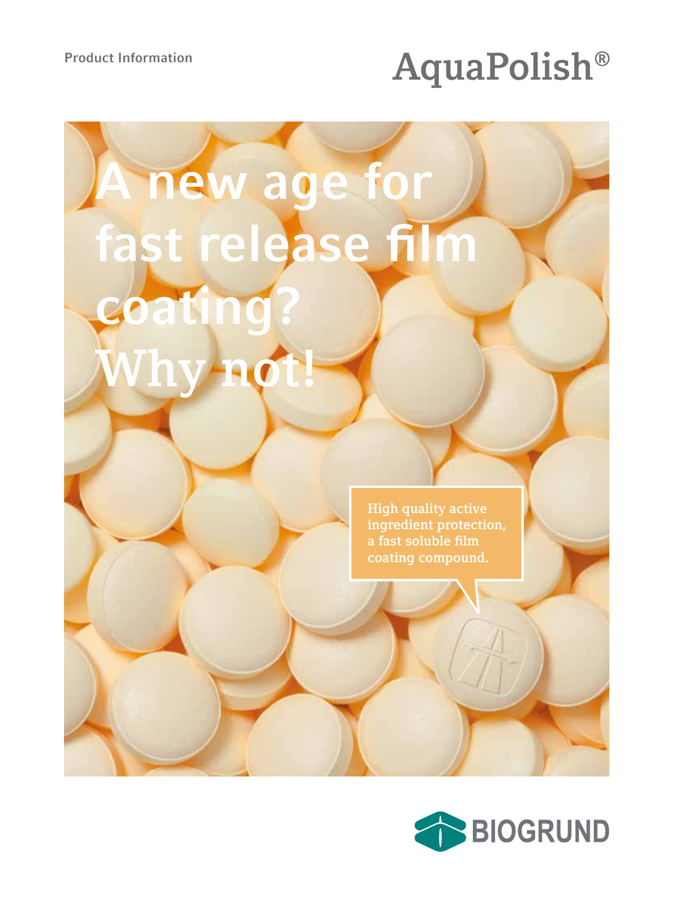Product Information

# AquaPolish®

# A new age for fast release film coating? Why not!

High quality active ingredient protection, a fast soluble film coating compound.

BIOGRUND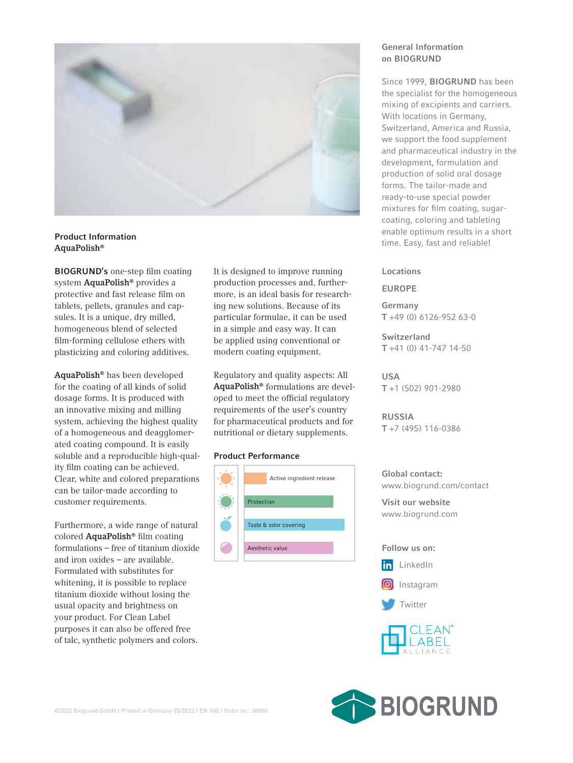## Product Information AquaPolish®

**BIOGRUND's** one-step film coating system **AquaPolish®** provides a protective and fast release film on tablets, pellets, granules and capsules. It is a unique, dry milled, homogeneous blend of selected film-forming cellulose ethers with plasticizing and coloring additives.

**AquaPolish®** has been developed for the coating of all kinds of solid dosage forms. It is produced with an innovative mixing and milling system, achieving the highest quality of a homogeneous and deagglomerated coating compound. It is easily soluble and a reproducible high-quality film coating can be achieved. Clear, white and colored preparations can be tailor-made according to customer requirements.

Furthermore, a wide range of natural colored **AquaPolish®** film coating formulations – free of titanium dioxide and iron oxides – are available. Formulated with substitutes for whitening, it is possible to replace titanium dioxide without losing the usual opacity and brightness on your product. For Clean Label purposes it can also be offered free of talc, synthetic polymers and colors.

It is designed to improve running production processes and, furthermore, is an ideal basis for researching new solutions. Because of its particular formulae, it can be used in a simple and easy way. It can be applied using conventional or modern coating equipment.

Regulatory and quality aspects: All **AquaPolish®** formulations are developed to meet the official regulatory requirements of the user's country for pharmaceutical products and for nutritional or dietary supplements.

### Product Performance

Active ingredient release

Protection

Taste & odor covering

Aesthetic value

## General Information on BIOGRUND

Since 1999, **BIOGRUND** has been the specialist for the homogeneous mixing of excipients and carriers. With locations in Germany, Switzerland, America and Russia, we support the food supplement and pharmaceutical industry in the development, formulation and production of solid oral dosage forms. The tailor-made and ready-to-use special powder mixtures for film coating, sugar-coating, coloring and tableting enable optimum results in a short time. Easy, fast and reliable!

### Locations

**EUROPE**

**Germany**
**T** +49 (0) 6126-952 63-0

**Switzerland**
**T** +41 (0) 41-747 14-50

**USA**
**T** +1 (502) 901-2980

**RUSSIA**
**T** +7 (495) 116-0386

**Global contact:**
www.biogrund.com/contact

**Visit our website**
www.biogrund.com

**Follow us on:**

LinkedIn

Instagram

Twitter

CLEAN LABEL ALLIANCE

©2022 Biogrund GmbH | Printed in Germany 05/2022 | EN 100 | Order no.: 50000

BIOGRUND